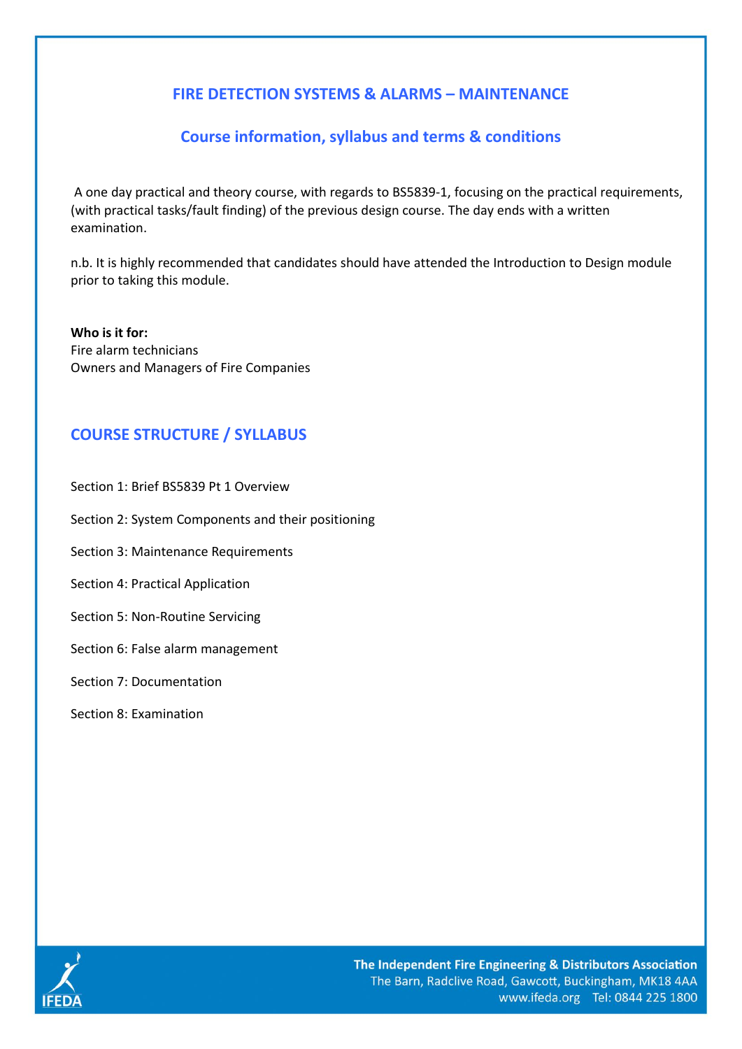# FIRE DETECTION SYSTEMS & ALARMS – MAINTENANCE

## Course information, syllabus and terms & conditions

A one day practical and theory course, with regards to BS5839-1, focusing on the practical requirements, (with practical tasks/fault finding) of the previous design course. The day ends with a written examination.

n.b. It is highly recommended that candidates should have attended the Introduction to Design module prior to taking this module.

**Who is it for:**
Fire alarm technicians
Owners and Managers of Fire Companies

## COURSE STRUCTURE / SYLLABUS

Section 1: Brief BS5839 Pt 1 Overview

Section 2: System Components and their positioning

Section 3: Maintenance Requirements

Section 4: Practical Application

Section 5: Non-Routine Servicing

Section 6: False alarm management

Section 7: Documentation

Section 8: Examination

**The Independent Fire Engineering & Distributors Association**
The Barn, Radclive Road, Gawcott, Buckingham, MK18 4AA
www.ifeda.org Tel: 0844 225 1800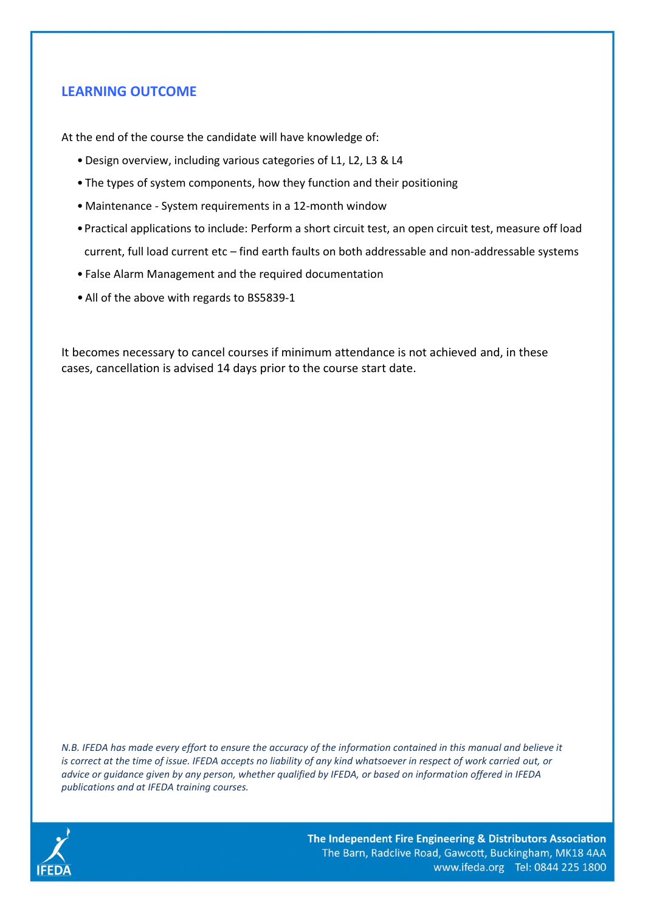## LEARNING OUTCOME

At the end of the course the candidate will have knowledge of:

- Design overview, including various categories of L1, L2, L3 & L4
- The types of system components, how they function and their positioning
- Maintenance - System requirements in a 12-month window
- Practical applications to include: Perform a short circuit test, an open circuit test, measure off load current, full load current etc – find earth faults on both addressable and non-addressable systems
- False Alarm Management and the required documentation
- All of the above with regards to BS5839-1

It becomes necessary to cancel courses if minimum attendance is not achieved and, in these cases, cancellation is advised 14 days prior to the course start date.

*N.B. IFEDA has made every effort to ensure the accuracy of the information contained in this manual and believe it is correct at the time of issue. IFEDA accepts no liability of any kind whatsoever in respect of work carried out, or advice or guidance given by any person, whether qualified by IFEDA, or based on information offered in IFEDA publications and at IFEDA training courses.*

**The Independent Fire Engineering & Distributors Association**
The Barn, Radclive Road, Gawcott, Buckingham, MK18 4AA
www.ifeda.org Tel: 0844 225 1800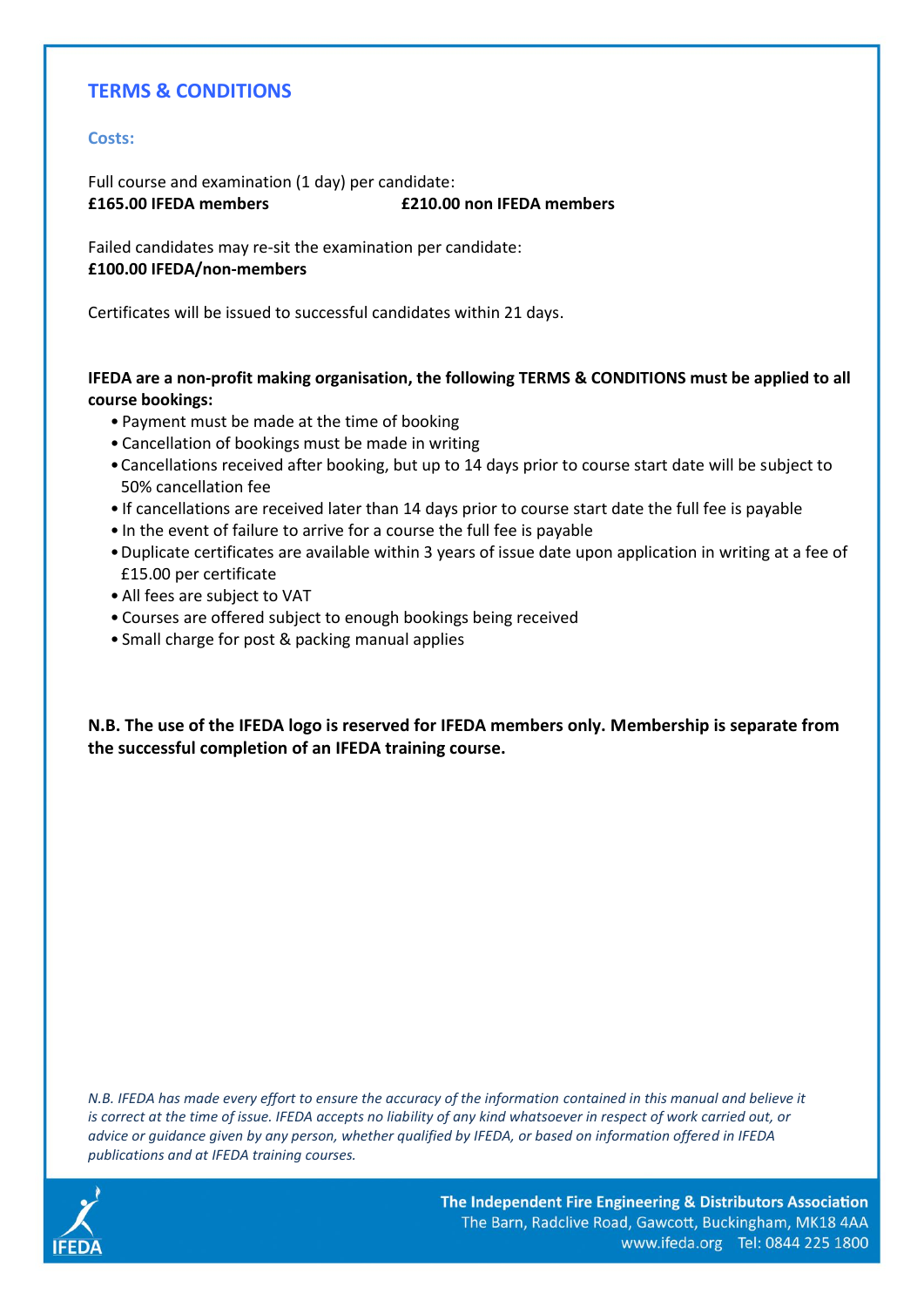## TERMS & CONDITIONS

### Costs:

Full course and examination (1 day) per candidate:
**£165.00 IFEDA members** **£210.00 non IFEDA members**

Failed candidates may re-sit the examination per candidate:
**£100.00 IFEDA/non-members**

Certificates will be issued to successful candidates within 21 days.

**IFEDA are a non-profit making organisation, the following TERMS & CONDITIONS must be applied to all course bookings:**

- Payment must be made at the time of booking
- Cancellation of bookings must be made in writing
- Cancellations received after booking, but up to 14 days prior to course start date will be subject to 50% cancellation fee
- If cancellations are received later than 14 days prior to course start date the full fee is payable
- In the event of failure to arrive for a course the full fee is payable
- Duplicate certificates are available within 3 years of issue date upon application in writing at a fee of £15.00 per certificate
- All fees are subject to VAT
- Courses are offered subject to enough bookings being received
- Small charge for post & packing manual applies

**N.B. The use of the IFEDA logo is reserved for IFEDA members only. Membership is separate from the successful completion of an IFEDA training course.**

*N.B. IFEDA has made every effort to ensure the accuracy of the information contained in this manual and believe it is correct at the time of issue. IFEDA accepts no liability of any kind whatsoever in respect of work carried out, or advice or guidance given by any person, whether qualified by IFEDA, or based on information offered in IFEDA publications and at IFEDA training courses.*

**The Independent Fire Engineering & Distributors Association**
The Barn, Radclive Road, Gawcott, Buckingham, MK18 4AA
www.ifeda.org Tel: 0844 225 1800